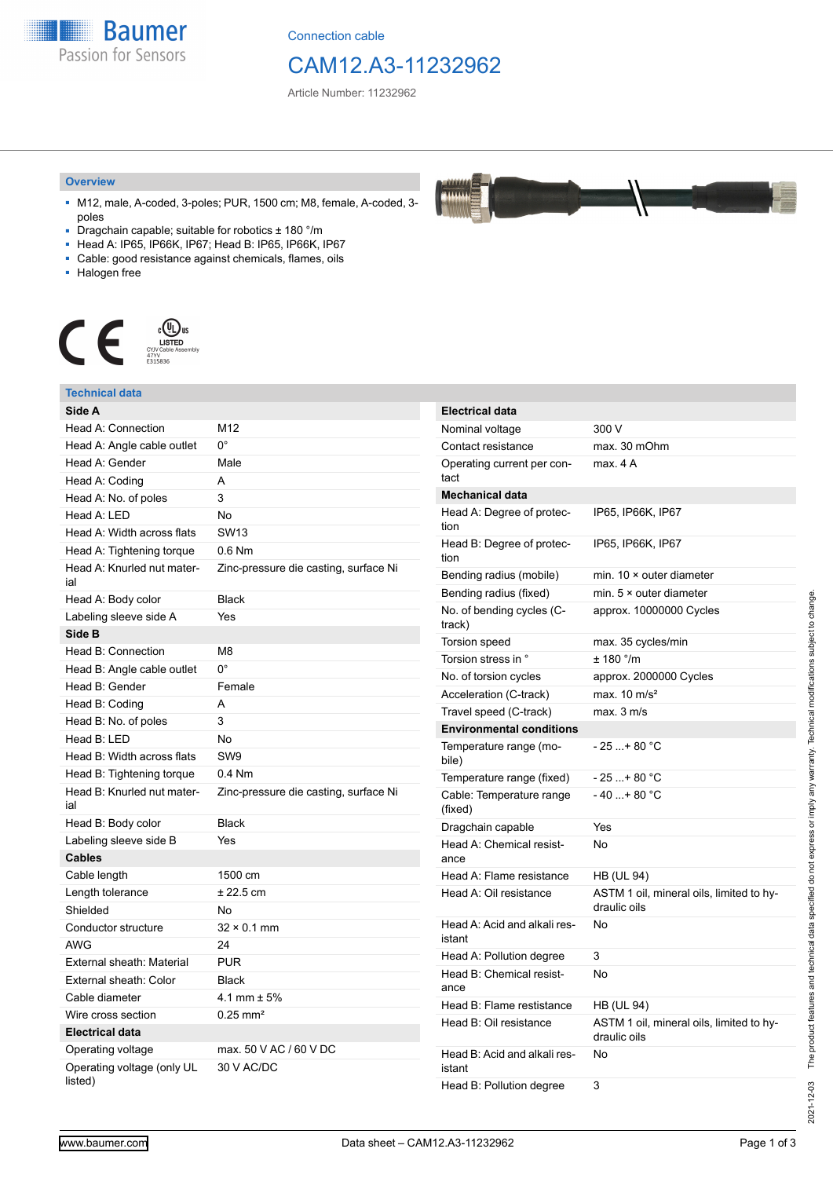Connection cable

# CAM12.A3-11232962

Article Number: 11232962

## Overview

- M12, male, A-coded, 3-poles; PUR, 1500 cm; M8, female, A-coded, 3-poles
- Dragchain capable; suitable for robotics ± 180 °/m
- Head A: IP65, IP66K, IP67; Head B: IP65, IP66K, IP67
- Cable: good resistance against chemicals, flames, oils
- Halogen free

LISTED
CYJV Cable Assembly
47YV
E315836

## Technical data

| **Side A** | |
|---|---|
| Head A: Connection | M12 |
| Head A: Angle cable outlet | 0° |
| Head A: Gender | Male |
| Head A: Coding | A |
| Head A: No. of poles | 3 |
| Head A: LED | No |
| Head A: Width across flats | SW13 |
| Head A: Tightening torque | 0.6 Nm |
| Head A: Knurled nut material | Zinc-pressure die casting, surface Ni |
| Head A: Body color | Black |
| Labeling sleeve side A | Yes |
| **Side B** | |
| Head B: Connection | M8 |
| Head B: Angle cable outlet | 0° |
| Head B: Gender | Female |
| Head B: Coding | A |
| Head B: No. of poles | 3 |
| Head B: LED | No |
| Head B: Width across flats | SW9 |
| Head B: Tightening torque | 0.4 Nm |
| Head B: Knurled nut material | Zinc-pressure die casting, surface Ni |
| Head B: Body color | Black |
| Labeling sleeve side B | Yes |
| **Cables** | |
| Cable length | 1500 cm |
| Length tolerance | ± 22.5 cm |
| Shielded | No |
| Conductor structure | 32 × 0.1 mm |
| AWG | 24 |
| External sheath: Material | PUR |
| External sheath: Color | Black |
| Cable diameter | 4.1 mm ± 5% |
| Wire cross section | 0.25 mm² |
| **Electrical data** | |
| Operating voltage | max. 50 V AC / 60 V DC |
| Operating voltage (only UL listed) | 30 V AC/DC |

| **Electrical data** | |
|---|---|
| Nominal voltage | 300 V |
| Contact resistance | max. 30 mOhm |
| Operating current per contact | max. 4 A |
| **Mechanical data** | |
| Head A: Degree of protection | IP65, IP66K, IP67 |
| Head B: Degree of protection | IP65, IP66K, IP67 |
| Bending radius (mobile) | min. 10 × outer diameter |
| Bending radius (fixed) | min. 5 × outer diameter |
| No. of bending cycles (C-track) | approx. 10000000 Cycles |
| Torsion speed | max. 35 cycles/min |
| Torsion stress in ° | ± 180 °/m |
| No. of torsion cycles | approx. 2000000 Cycles |
| Acceleration (C-track) | max. 10 m/s² |
| Travel speed (C-track) | max. 3 m/s |
| **Environmental conditions** | |
| Temperature range (mobile) | - 25 ...+ 80 °C |
| Temperature range (fixed) | - 25 ...+ 80 °C |
| Cable: Temperature range (fixed) | - 40 ...+ 80 °C |
| Dragchain capable | Yes |
| Head A: Chemical resistance | No |
| Head A: Flame resistance | HB (UL 94) |
| Head A: Oil resistance | ASTM 1 oil, mineral oils, limited to hydraulic oils |
| Head A: Acid and alkali resistant | No |
| Head A: Pollution degree | 3 |
| Head B: Chemical resistance | No |
| Head B: Flame resistance | HB (UL 94) |
| Head B: Oil resistance | ASTM 1 oil, mineral oils, limited to hydraulic oils |
| Head B: Acid and alkali resistant | No |
| Head B: Pollution degree | 3 |

2021-12-03 The product features and technical data specified do not express or imply any warranty. Technical modifications subject to change.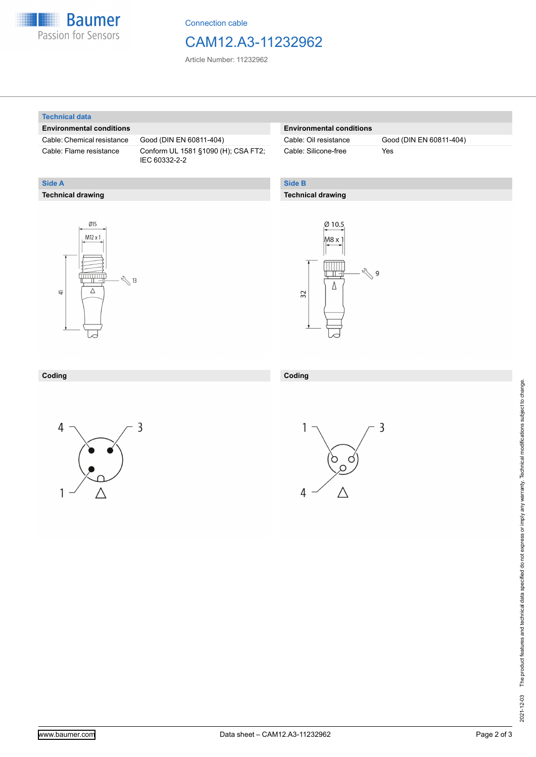Connection cable

# CAM12.A3-11232962

Article Number: 11232962

## Technical data

### Environmental conditions

| | |
|---|---|
| Cable: Chemical resistance | Good (DIN EN 60811-404) |
| Cable: Flame resistance | Conform UL 1581 §1090 (H); CSA FT2; IEC 60332-2-2 |
| Cable: Oil resistance | Good (DIN EN 60811-404) |
| Cable: Silicone-free | Yes |

## Side A

### Technical drawing

Ø15

M12 x 1

13

41

### Coding

4, 3, 1

## Side B

### Technical drawing

Ø 10.5

M8 x 1

9

32

### Coding

1, 3, 4

2021-12-03 The product features and technical data specified do not express or imply any warranty. Technical modifications subject to change.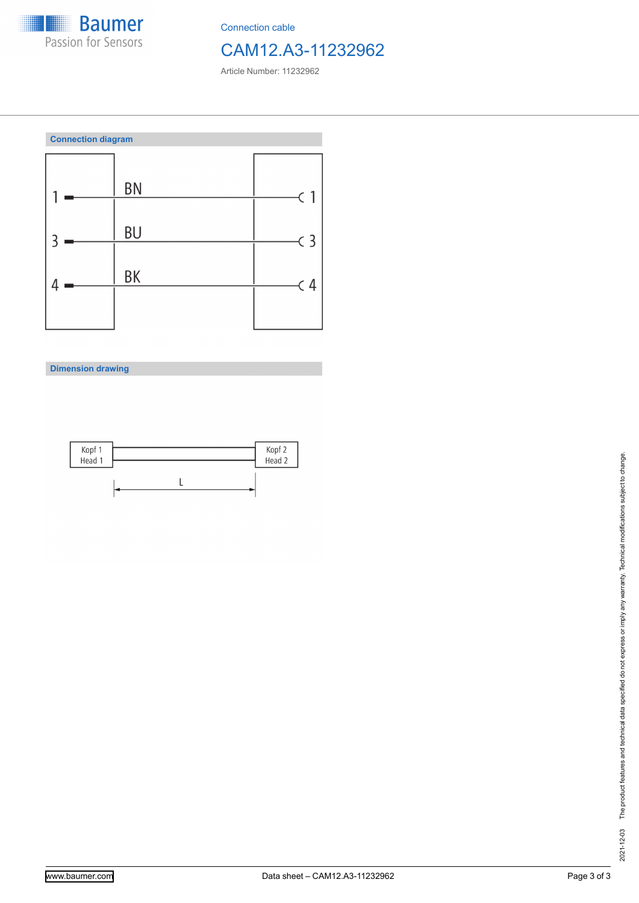Connection cable

# CAM12.A3-11232962

Article Number: 11232962

## Connection diagram

1 BN 1

3 BU 3

4 BK 4

## Dimension drawing

Kopf 1
Head 1

Kopf 2
Head 2

L

2021-12-03 The product features and technical data specified do not express or imply any warranty. Technical modifications subject to change.